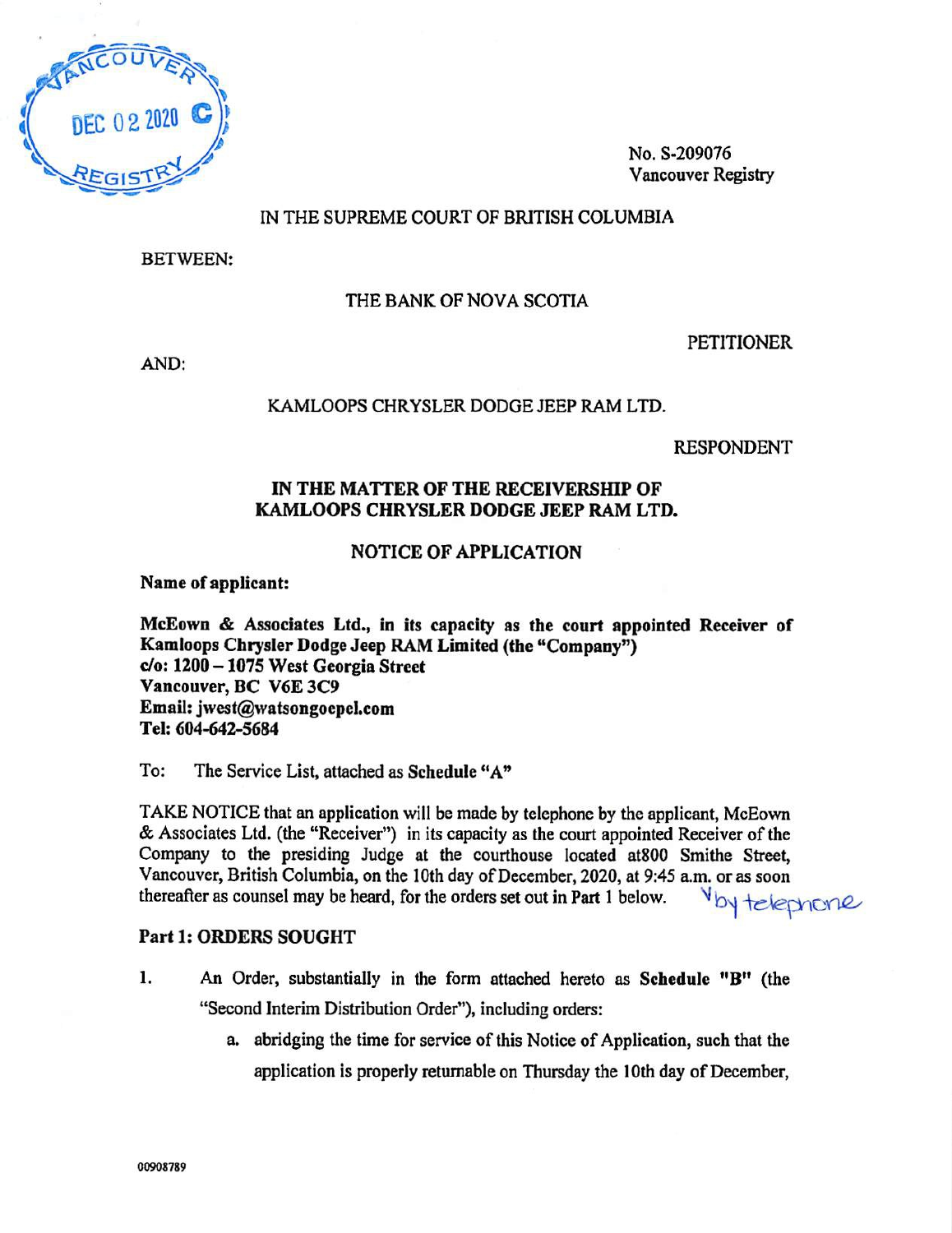VANCOUVER
DEC 02 2020 C
REGISTRY

No. S-209076
Vancouver Registry

IN THE SUPREME COURT OF BRITISH COLUMBIA

BETWEEN:

THE BANK OF NOVA SCOTIA

PETITIONER

AND:

KAMLOOPS CHRYSLER DODGE JEEP RAM LTD.

RESPONDENT

**IN THE MATTER OF THE RECEIVERSHIP OF KAMLOOPS CHRYSLER DODGE JEEP RAM LTD.**

**NOTICE OF APPLICATION**

**Name of applicant:**

**McEown & Associates Ltd., in its capacity as the court appointed Receiver of Kamloops Chrysler Dodge Jeep RAM Limited (the "Company")**
**c/o: 1200 – 1075 West Georgia Street**
**Vancouver, BC V6E 3C9**
**Email: jwest@watsongoepel.com**
**Tel: 604-642-5684**

To: The Service List, attached as **Schedule "A"**

TAKE NOTICE that an application will be made by telephone by the applicant, McEown & Associates Ltd. (the "Receiver") in its capacity as the court appointed Receiver of the Company to the presiding Judge at the courthouse located at800 Smithe Street, Vancouver, British Columbia, on the 10th day of December, 2020, at 9:45 a.m. or as soon thereafter as counsel may be heard, for the orders set out in Part 1 below. by telephone

**Part 1: ORDERS SOUGHT**

1. An Order, substantially in the form attached hereto as **Schedule "B"** (the "Second Interim Distribution Order"), including orders:
   a. abridging the time for service of this Notice of Application, such that the application is properly returnable on Thursday the 10th day of December,

00908789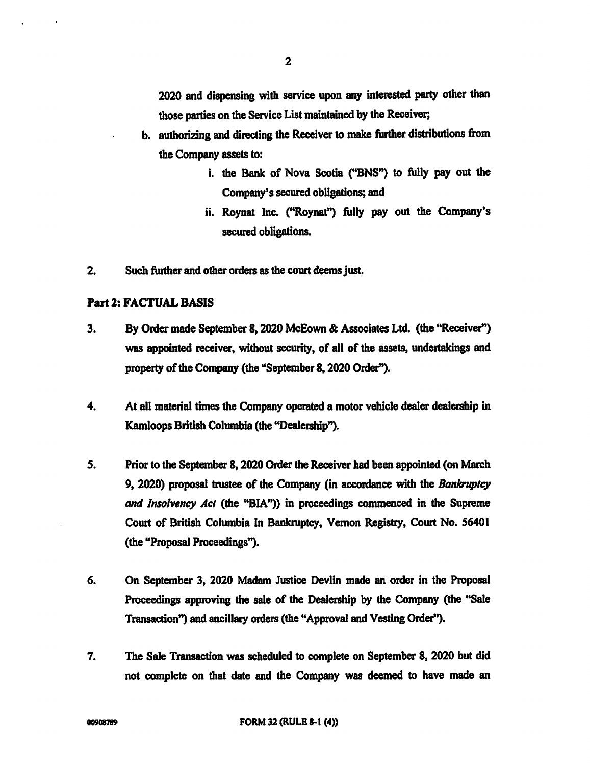2020 and dispensing with service upon any interested party other than those parties on the Service List maintained by the Receiver;

b. authorizing and directing the Receiver to make further distributions from the Company assets to:

   i. the Bank of Nova Scotia ("BNS") to fully pay out the Company's secured obligations; and

   ii. Roynat Inc. ("Roynat") fully pay out the Company's secured obligations.

2. Such further and other orders as the court deems just.

## Part 2: FACTUAL BASIS

3. By Order made September 8, 2020 McEown & Associates Ltd. (the "Receiver") was appointed receiver, without security, of all of the assets, undertakings and property of the Company (the "September 8, 2020 Order").

4. At all material times the Company operated a motor vehicle dealer dealership in Kamloops British Columbia (the "Dealership").

5. Prior to the September 8, 2020 Order the Receiver had been appointed (on March 9, 2020) proposal trustee of the Company (in accordance with the *Bankruptcy and Insolvency Act* (the "BIA")) in proceedings commenced in the Supreme Court of British Columbia In Bankruptcy, Vernon Registry, Court No. 56401 (the "Proposal Proceedings").

6. On September 3, 2020 Madam Justice Devlin made an order in the Proposal Proceedings approving the sale of the Dealership by the Company (the "Sale Transaction") and ancillary orders (the "Approval and Vesting Order").

7. The Sale Transaction was scheduled to complete on September 8, 2020 but did not complete on that date and the Company was deemed to have made an

00908789 FORM 32 (RULE 8-1 (4))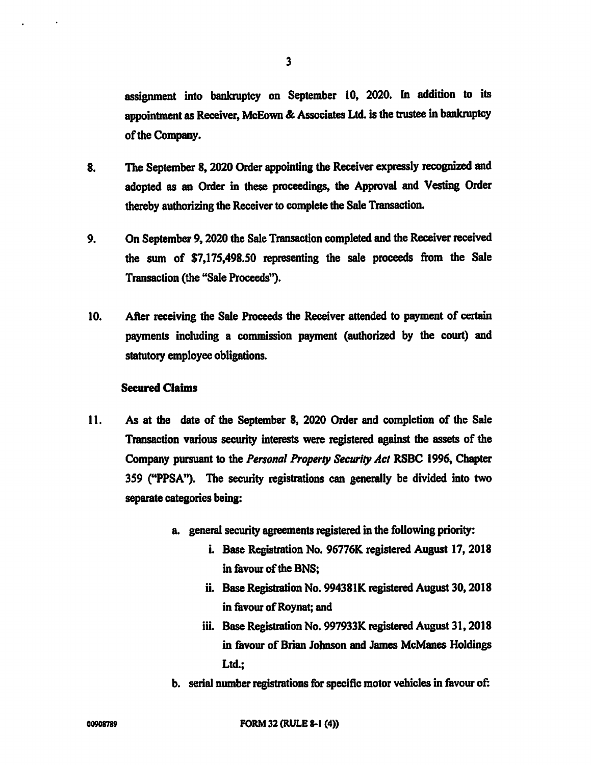assignment into bankruptcy on September 10, 2020. In addition to its appointment as Receiver, McEown & Associates Ltd. is the trustee in bankruptcy of the Company.

8. The September 8, 2020 Order appointing the Receiver expressly recognized and adopted as an Order in these proceedings, the Approval and Vesting Order thereby authorizing the Receiver to complete the Sale Transaction.

9. On September 9, 2020 the Sale Transaction completed and the Receiver received the sum of $7,175,498.50 representing the sale proceeds from the Sale Transaction (the "Sale Proceeds").

10. After receiving the Sale Proceeds the Receiver attended to payment of certain payments including a commission payment (authorized by the court) and statutory employee obligations.

**Secured Claims**

11. As at the date of the September 8, 2020 Order and completion of the Sale Transaction various security interests were registered against the assets of the Company pursuant to the *Personal Property Security Act* RSBC 1996, Chapter 359 ("PPSA"). The security registrations can generally be divided into two separate categories being:

    a. general security agreements registered in the following priority:
        i. Base Registration No. 96776K registered August 17, 2018 in favour of the BNS;
        ii. Base Registration No. 994381K registered August 30, 2018 in favour of Roynat; and
        iii. Base Registration No. 997933K registered August 31, 2018 in favour of Brian Johnson and James McManes Holdings Ltd.;
    b. serial number registrations for specific motor vehicles in favour of:

00908789 FORM 32 (RULE 8-1 (4))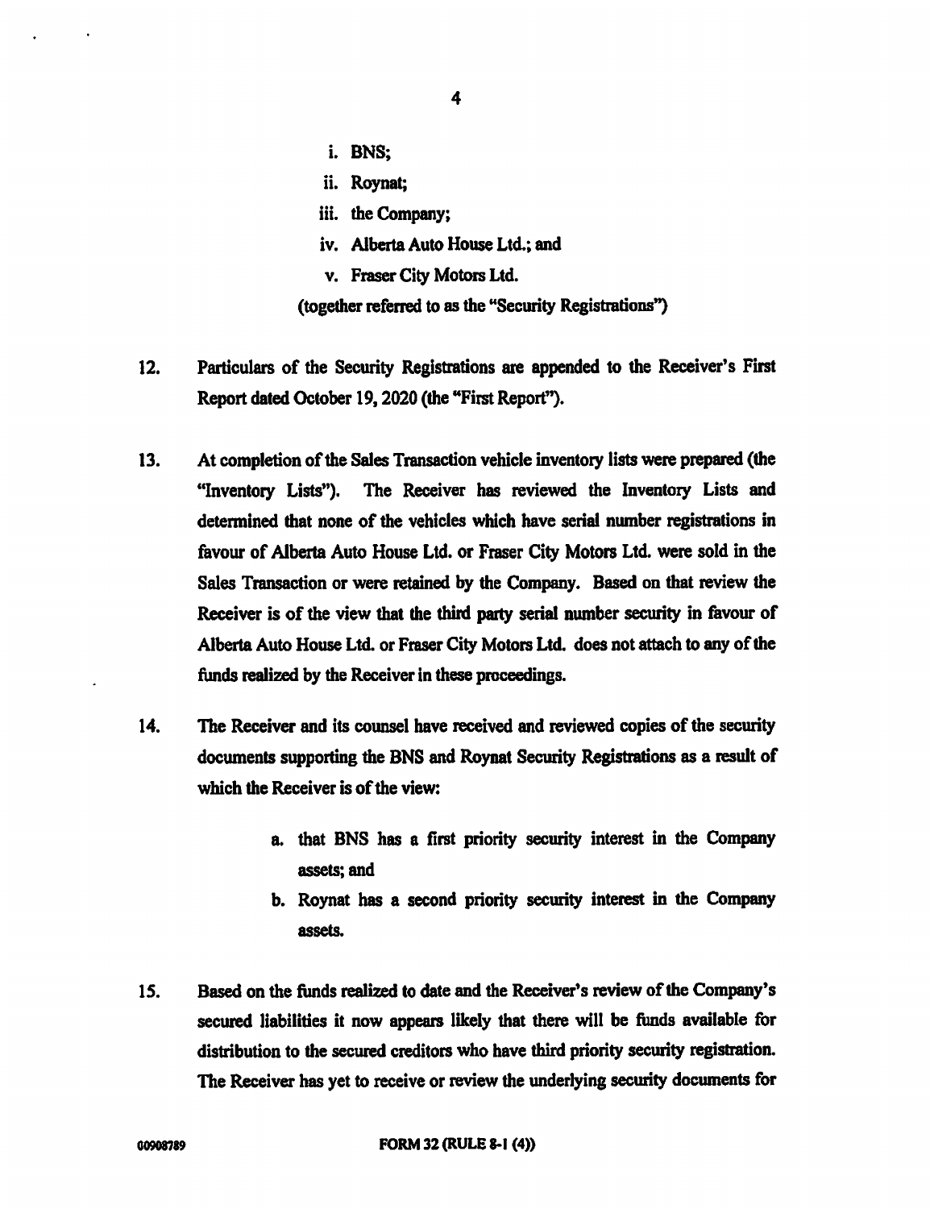i. BNS;
ii. Roynat;
iii. the Company;
iv. Alberta Auto House Ltd.; and
v. Fraser City Motors Ltd.

(together referred to as the "Security Registrations")

12. Particulars of the Security Registrations are appended to the Receiver's First Report dated October 19, 2020 (the "First Report").

13. At completion of the Sales Transaction vehicle inventory lists were prepared (the "Inventory Lists"). The Receiver has reviewed the Inventory Lists and determined that none of the vehicles which have serial number registrations in favour of Alberta Auto House Ltd. or Fraser City Motors Ltd. were sold in the Sales Transaction or were retained by the Company. Based on that review the Receiver is of the view that the third party serial number security in favour of Alberta Auto House Ltd. or Fraser City Motors Ltd. does not attach to any of the funds realized by the Receiver in these proceedings.

14. The Receiver and its counsel have received and reviewed copies of the security documents supporting the BNS and Roynat Security Registrations as a result of which the Receiver is of the view:

    a. that BNS has a first priority security interest in the Company assets; and
    b. Roynat has a second priority security interest in the Company assets.

15. Based on the funds realized to date and the Receiver's review of the Company's secured liabilities it now appears likely that there will be funds available for distribution to the secured creditors who have third priority security registration. The Receiver has yet to receive or review the underlying security documents for

00908789 FORM 32 (RULE 8-1 (4))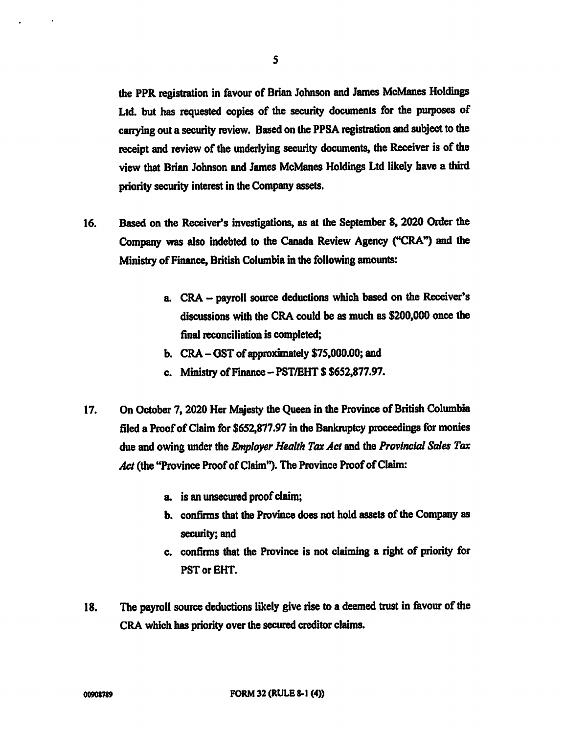the PPR registration in favour of Brian Johnson and James McManes Holdings Ltd. but has requested copies of the security documents for the purposes of carrying out a security review. Based on the PPSA registration and subject to the receipt and review of the underlying security documents, the Receiver is of the view that Brian Johnson and James McManes Holdings Ltd likely have a third priority security interest in the Company assets.

16. Based on the Receiver's investigations, as at the September 8, 2020 Order the Company was also indebted to the Canada Review Agency ("CRA") and the Ministry of Finance, British Columbia in the following amounts:

   a. CRA – payroll source deductions which based on the Receiver's discussions with the CRA could be as much as $200,000 once the final reconciliation is completed;
   b. CRA – GST of approximately $75,000.00; and
   c. Ministry of Finance – PST/EHT $ $652,877.97.

17. On October 7, 2020 Her Majesty the Queen in the Province of British Columbia filed a Proof of Claim for $652,877.97 in the Bankruptcy proceedings for monies due and owing under the *Employer Health Tax Act* and the *Provincial Sales Tax Act* (the "Province Proof of Claim"). The Province Proof of Claim:

   a. is an unsecured proof claim;
   b. confirms that the Province does not hold assets of the Company as security; and
   c. confirms that the Province is not claiming a right of priority for PST or EHT.

18. The payroll source deductions likely give rise to a deemed trust in favour of the CRA which has priority over the secured creditor claims.

00908789 FORM 32 (RULE 8-1 (4))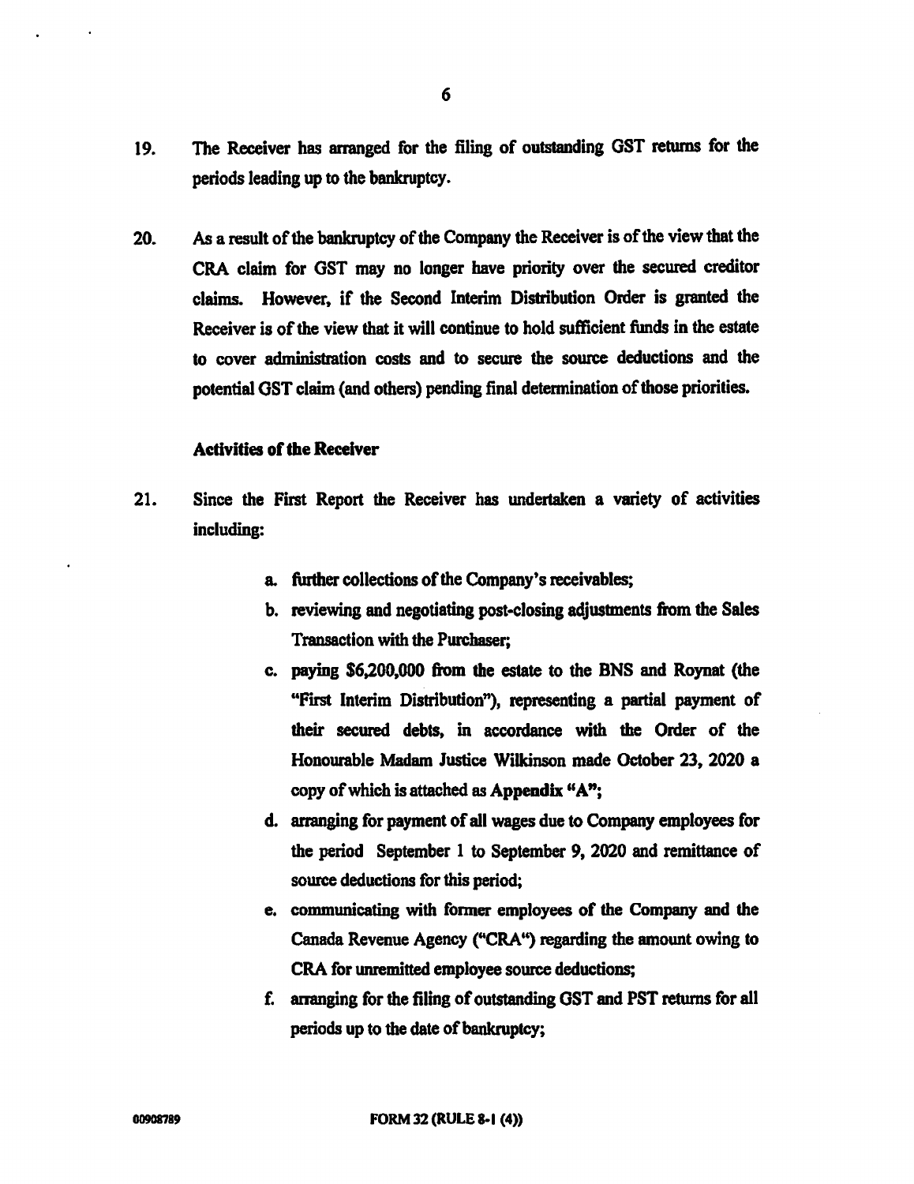19. The Receiver has arranged for the filing of outstanding GST returns for the periods leading up to the bankruptcy.

20. As a result of the bankruptcy of the Company the Receiver is of the view that the CRA claim for GST may no longer have priority over the secured creditor claims. However, if the Second Interim Distribution Order is granted the Receiver is of the view that it will continue to hold sufficient funds in the estate to cover administration costs and to secure the source deductions and the potential GST claim (and others) pending final determination of those priorities.

**Activities of the Receiver**

21. Since the First Report the Receiver has undertaken a variety of activities including:

    a. further collections of the Company's receivables;
    b. reviewing and negotiating post-closing adjustments from the Sales Transaction with the Purchaser;
    c. paying $6,200,000 from the estate to the BNS and Roynat (the "First Interim Distribution"), representing a partial payment of their secured debts, in accordance with the Order of the Honourable Madam Justice Wilkinson made October 23, 2020 a copy of which is attached as **Appendix "A"**;
    d. arranging for payment of all wages due to Company employees for the period September 1 to September 9, 2020 and remittance of source deductions for this period;
    e. communicating with former employees of the Company and the Canada Revenue Agency ("CRA") regarding the amount owing to CRA for unremitted employee source deductions;
    f. arranging for the filing of outstanding GST and PST returns for all periods up to the date of bankruptcy;

00908789 FORM 32 (RULE 8-1 (4))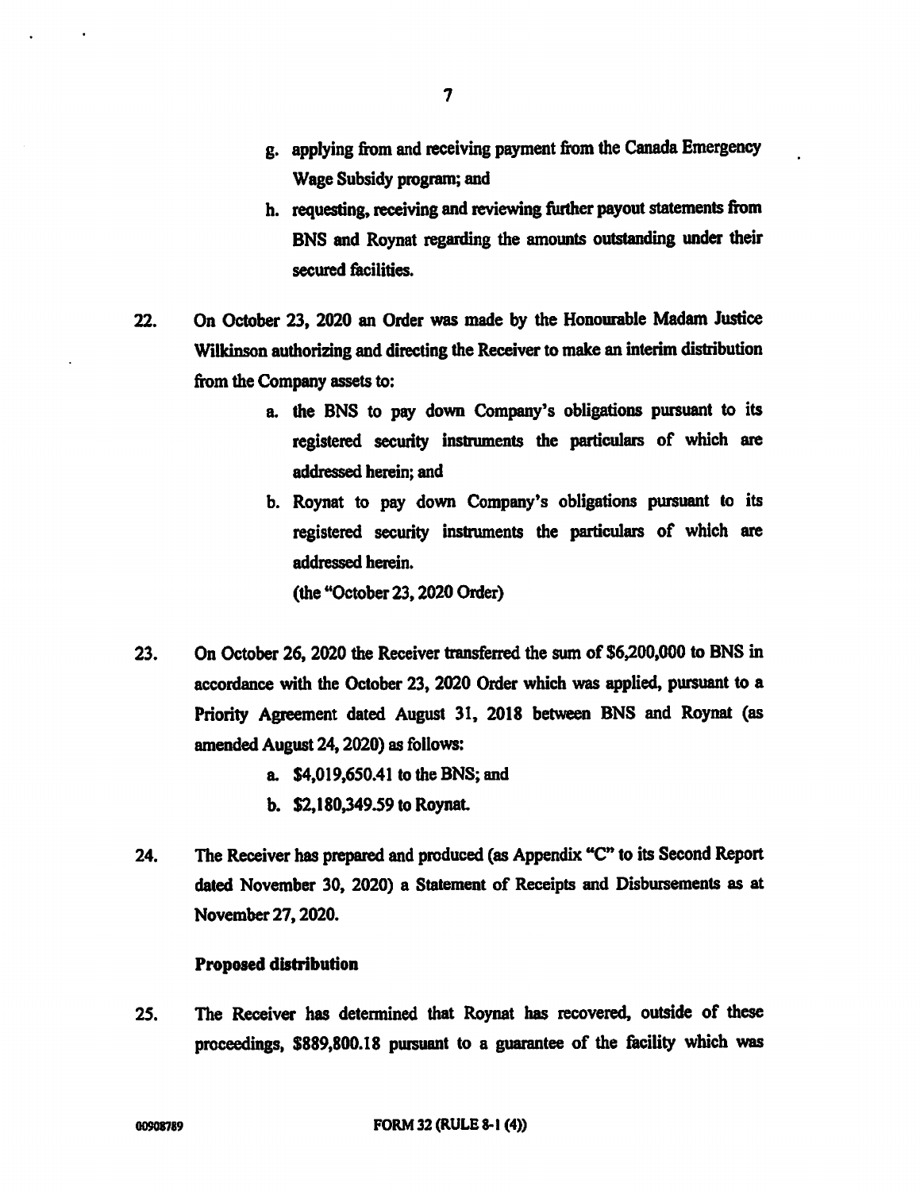g. applying from and receiving payment from the Canada Emergency Wage Subsidy program; and

h. requesting, receiving and reviewing further payout statements from BNS and Roynat regarding the amounts outstanding under their secured facilities.

22. On October 23, 2020 an Order was made by the Honourable Madam Justice Wilkinson authorizing and directing the Receiver to make an interim distribution from the Company assets to:

    a. the BNS to pay down Company's obligations pursuant to its registered security instruments the particulars of which are addressed herein; and

    b. Roynat to pay down Company's obligations pursuant to its registered security instruments the particulars of which are addressed herein.

    (the "October 23, 2020 Order)

23. On October 26, 2020 the Receiver transferred the sum of $6,200,000 to BNS in accordance with the October 23, 2020 Order which was applied, pursuant to a Priority Agreement dated August 31, 2018 between BNS and Roynat (as amended August 24, 2020) as follows:

    a. $4,019,650.41 to the BNS; and

    b. $2,180,349.59 to Roynat.

24. The Receiver has prepared and produced (as Appendix "C" to its Second Report dated November 30, 2020) a Statement of Receipts and Disbursements as at November 27, 2020.

**Proposed distribution**

25. The Receiver has determined that Roynat has recovered, outside of these proceedings, $889,800.18 pursuant to a guarantee of the facility which was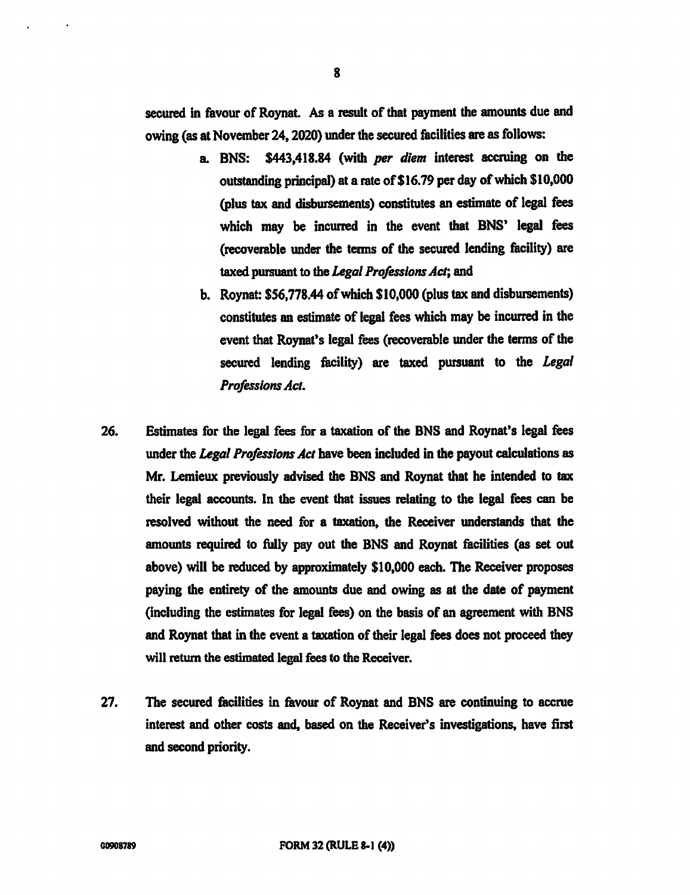secured in favour of Roynat. As a result of that payment the amounts due and owing (as at November 24, 2020) under the secured facilities are as follows:

a. BNS: $443,418.84 (with *per diem* interest accruing on the outstanding principal) at a rate of $16.79 per day of which $10,000 (plus tax and disbursements) constitutes an estimate of legal fees which may be incurred in the event that BNS' legal fees (recoverable under the terms of the secured lending facility) are taxed pursuant to the *Legal Professions Act*; and

b. Roynat: $56,778.44 of which $10,000 (plus tax and disbursements) constitutes an estimate of legal fees which may be incurred in the event that Roynat's legal fees (recoverable under the terms of the secured lending facility) are taxed pursuant to the *Legal Professions Act*.

26. Estimates for the legal fees for a taxation of the BNS and Roynat's legal fees under the *Legal Professions Act* have been included in the payout calculations as Mr. Lemieux previously advised the BNS and Roynat that he intended to tax their legal accounts. In the event that issues relating to the legal fees can be resolved without the need for a taxation, the Receiver understands that the amounts required to fully pay out the BNS and Roynat facilities (as set out above) will be reduced by approximately $10,000 each. The Receiver proposes paying the entirety of the amounts due and owing as at the date of payment (including the estimates for legal fees) on the basis of an agreement with BNS and Roynat that in the event a taxation of their legal fees does not proceed they will return the estimated legal fees to the Receiver.

27. The secured facilities in favour of Roynat and BNS are continuing to accrue interest and other costs and, based on the Receiver's investigations, have first and second priority.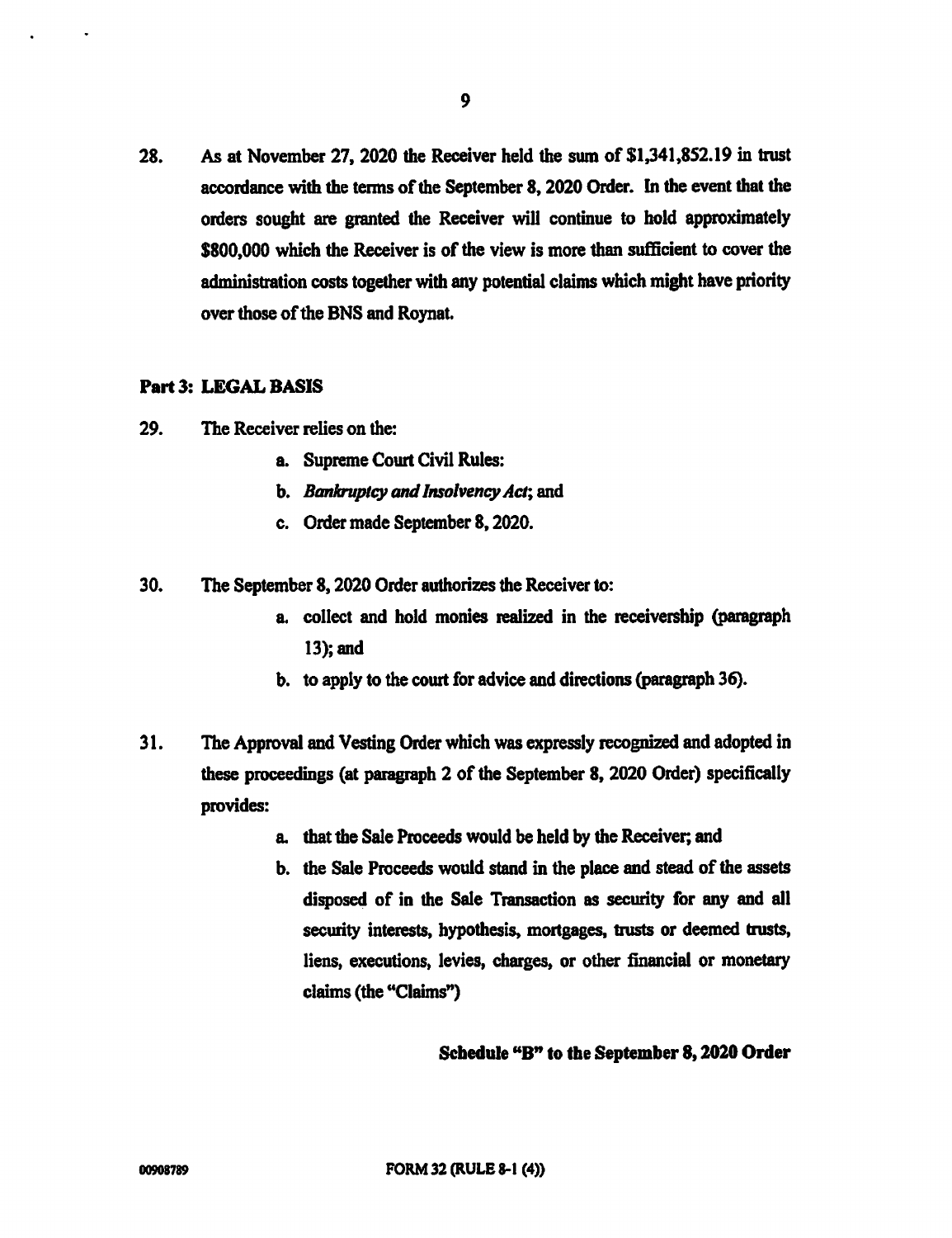28. As at November 27, 2020 the Receiver held the sum of $1,341,852.19 in trust accordance with the terms of the September 8, 2020 Order. In the event that the orders sought are granted the Receiver will continue to hold approximately $800,000 which the Receiver is of the view is more than sufficient to cover the administration costs together with any potential claims which might have priority over those of the BNS and Roynat.

**Part 3: LEGAL BASIS**

29. The Receiver relies on the:

   a. Supreme Court Civil Rules:
   b. *Bankruptcy and Insolvency Act*; and
   c. Order made September 8, 2020.

30. The September 8, 2020 Order authorizes the Receiver to:

   a. collect and hold monies realized in the receivership (paragraph 13); and
   b. to apply to the court for advice and directions (paragraph 36).

31. The Approval and Vesting Order which was expressly recognized and adopted in these proceedings (at paragraph 2 of the September 8, 2020 Order) specifically provides:

   a. that the Sale Proceeds would be held by the Receiver; and
   b. the Sale Proceeds would stand in the place and stead of the assets disposed of in the Sale Transaction as security for any and all security interests, hypothesis, mortgages, trusts or deemed trusts, liens, executions, levies, charges, or other financial or monetary claims (the "Claims")

**Schedule "B" to the September 8, 2020 Order**

00908789 FORM 32 (RULE 8-1 (4))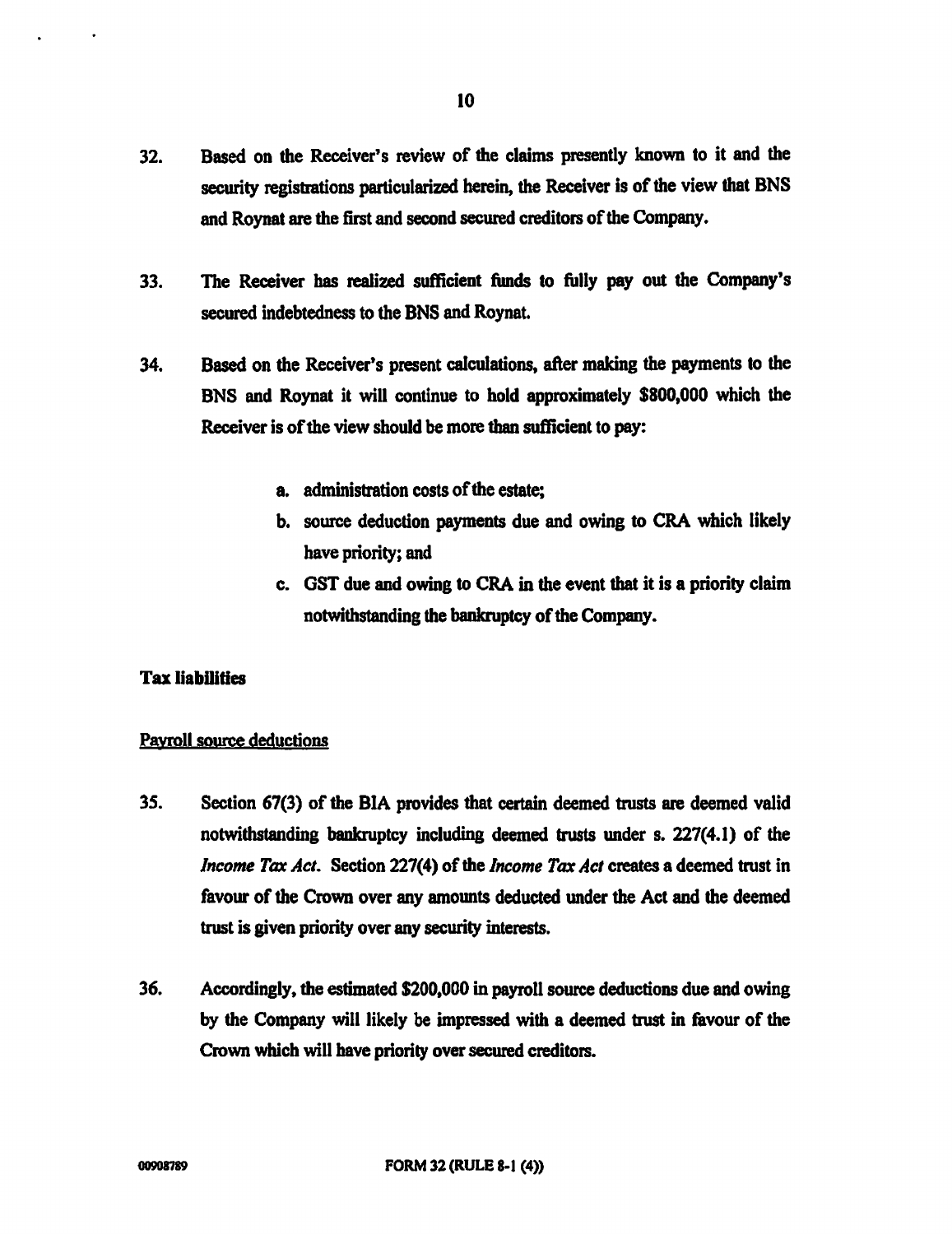32. Based on the Receiver's review of the claims presently known to it and the security registrations particularized herein, the Receiver is of the view that BNS and Roynat are the first and second secured creditors of the Company.

33. The Receiver has realized sufficient funds to fully pay out the Company's secured indebtedness to the BNS and Roynat.

34. Based on the Receiver's present calculations, after making the payments to the BNS and Roynat it will continue to hold approximately $800,000 which the Receiver is of the view should be more than sufficient to pay:

   a. administration costs of the estate;
   b. source deduction payments due and owing to CRA which likely have priority; and
   c. GST due and owing to CRA in the event that it is a priority claim notwithstanding the bankruptcy of the Company.

**Tax liabilities**

Payroll source deductions

35. Section 67(3) of the BIA provides that certain deemed trusts are deemed valid notwithstanding bankruptcy including deemed trusts under s. 227(4.1) of the *Income Tax Act*. Section 227(4) of the *Income Tax Act* creates a deemed trust in favour of the Crown over any amounts deducted under the Act and the deemed trust is given priority over any security interests.

36. Accordingly, the estimated $200,000 in payroll source deductions due and owing by the Company will likely be impressed with a deemed trust in favour of the Crown which will have priority over secured creditors.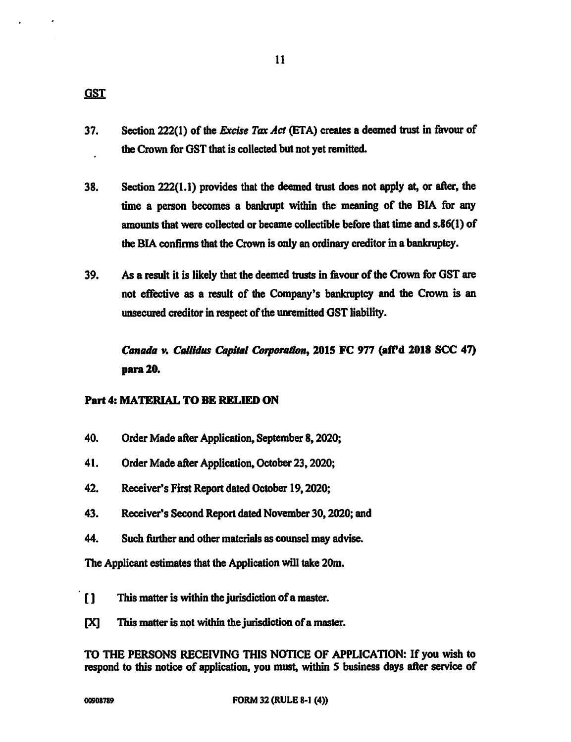GST

37. Section 222(1) of the *Excise Tax Act* (ETA) creates a deemed trust in favour of the Crown for GST that is collected but not yet remitted.

38. Section 222(1.1) provides that the deemed trust does not apply at, or after, the time a person becomes a bankrupt within the meaning of the BIA for any amounts that were collected or became collectible before that time and s.86(1) of the BIA confirms that the Crown is only an ordinary creditor in a bankruptcy.

39. As a result it is likely that the deemed trusts in favour of the Crown for GST are not effective as a result of the Company's bankruptcy and the Crown is an unsecured creditor in respect of the unremitted GST liability.

    ***Canada v. Callidus Capital Corporation*, 2015 FC 977 (aff'd 2018 SCC 47) para 20.**

**Part 4: MATERIAL TO BE RELIED ON**

40. Order Made after Application, September 8, 2020;

41. Order Made after Application, October 23, 2020;

42. Receiver's First Report dated October 19, 2020;

43. Receiver's Second Report dated November 30, 2020; and

44. Such further and other materials as counsel may advise.

The Applicant estimates that the Application will take 20m.

[ ] This matter is within the jurisdiction of a master.

[X] This matter is not within the jurisdiction of a master.

**TO THE PERSONS RECEIVING THIS NOTICE OF APPLICATION: If you wish to respond to this notice of application, you must, within 5 business days after service of**

00908789 FORM 32 (RULE 8-1 (4))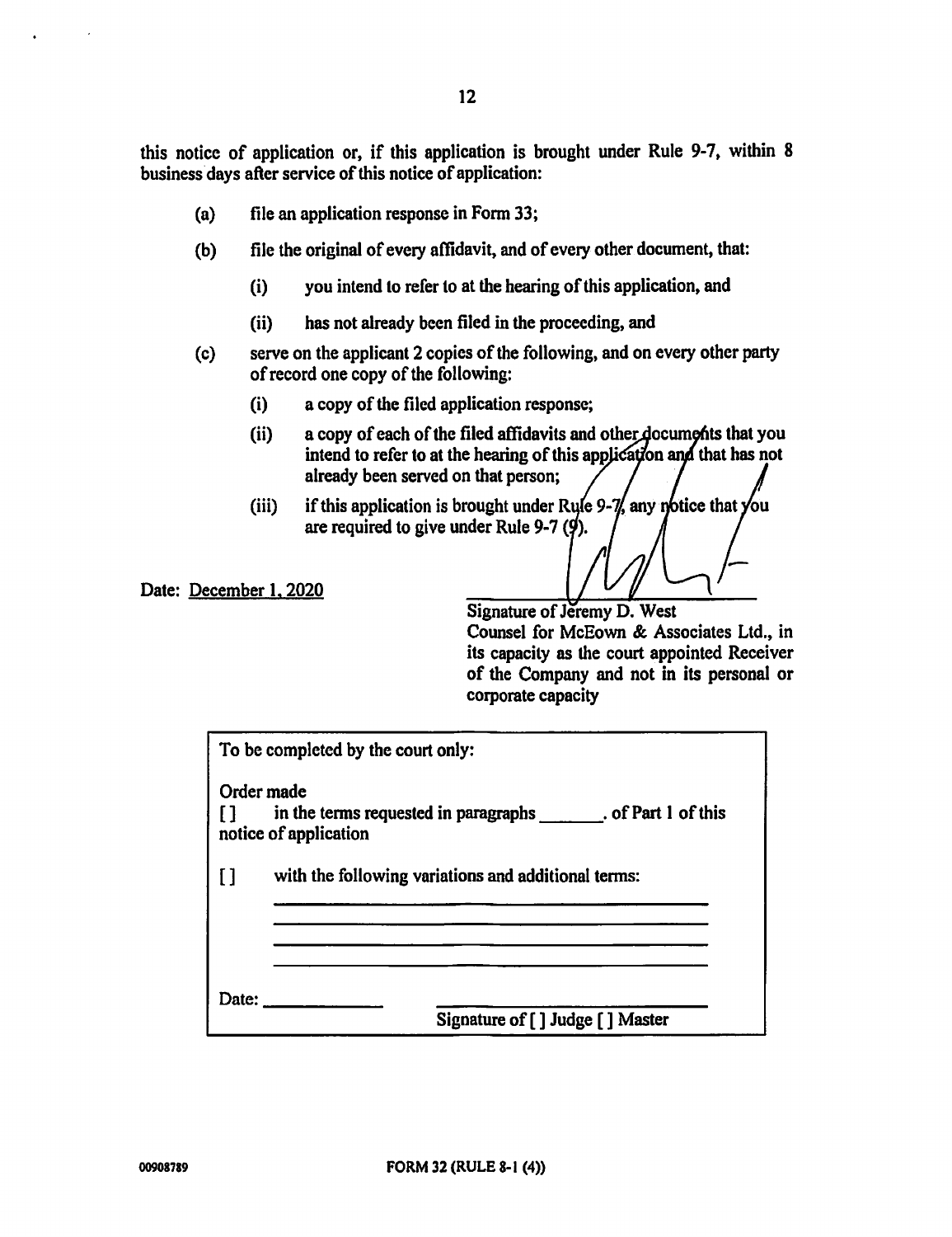this notice of application or, if this application is brought under Rule 9-7, within 8 business days after service of this notice of application:

(a) file an application response in Form 33;

(b) file the original of every affidavit, and of every other document, that:

   (i) you intend to refer to at the hearing of this application, and

   (ii) has not already been filed in the proceeding, and

(c) serve on the applicant 2 copies of the following, and on every other party of record one copy of the following:

   (i) a copy of the filed application response;

   (ii) a copy of each of the filed affidavits and other documents that you intend to refer to at the hearing of this application and that has not already been served on that person;

   (iii) if this application is brought under Rule 9-7, any notice that you are required to give under Rule 9-7 (9).

Date: December 1, 2020

Signature of Jeremy D. West
Counsel for McEown & Associates Ltd., in its capacity as the court appointed Receiver of the Company and not in its personal or corporate capacity

| To be completed by the court only: |
|---|
| Order made |
| [ ] in the terms requested in paragraphs _______. of Part 1 of this notice of application |
| [ ] with the following variations and additional terms: |
| ______________________________ |
| ______________________________ |
| ______________________________ |
| ______________________________ |
| Date: ____________ Signature of [ ] Judge [ ] Master |

00908789

FORM 32 (RULE 8-1 (4))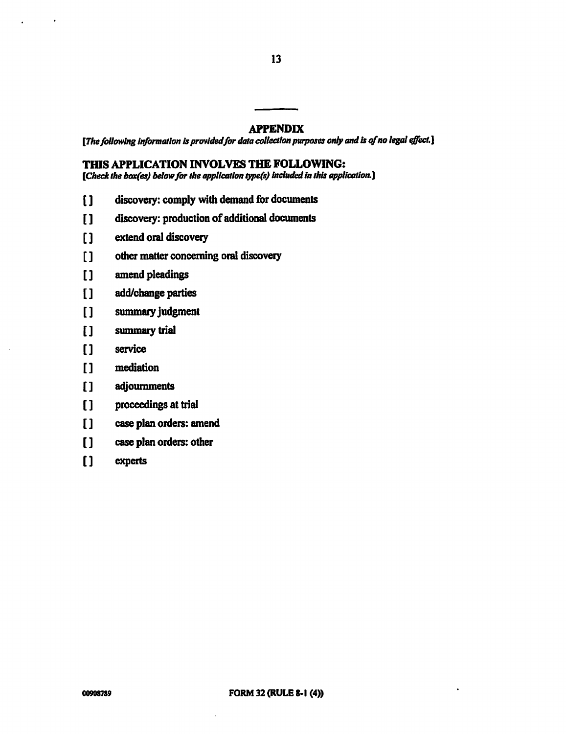## APPENDIX

*[The following information is provided for data collection purposes only and is of no legal effect.]*

### THIS APPLICATION INVOLVES THE FOLLOWING:

*[Check the box(es) below for the application type(s) included in this application.]*

[ ] discovery: comply with demand for documents

[ ] discovery: production of additional documents

[ ] extend oral discovery

[ ] other matter concerning oral discovery

[ ] amend pleadings

[ ] add/change parties

[ ] summary judgment

[ ] summary trial

[ ] service

[ ] mediation

[ ] adjournments

[ ] proceedings at trial

[ ] case plan orders: amend

[ ] case plan orders: other

[ ] experts

00908789

**FORM 32 (RULE 8-1 (4))**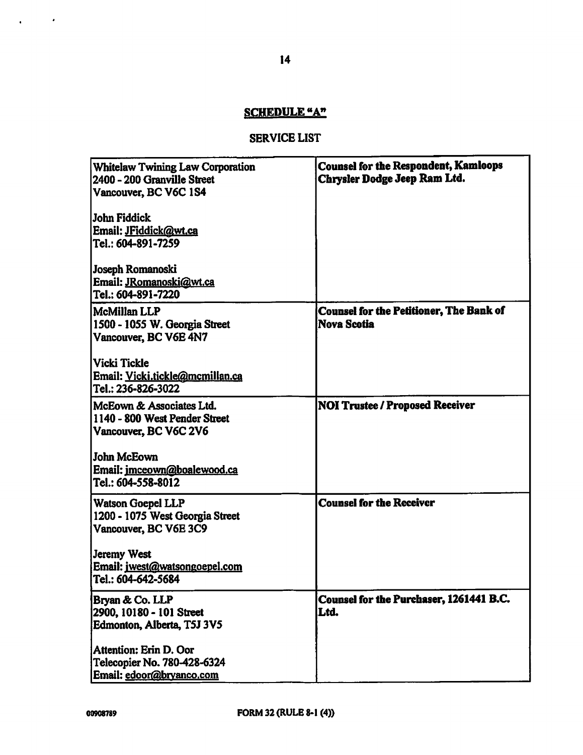## SCHEDULE "A"

SERVICE LIST

| | |
|---|---|
| Whitelaw Twining Law Corporation<br>2400 - 200 Granville Street<br>Vancouver, BC V6C 1S4<br><br>John Fiddick<br>Email: JFiddick@wt.ca<br>Tel.: 604-891-7259<br><br>Joseph Romanoski<br>Email: JRomanoski@wt.ca<br>Tel.: 604-891-7220 | **Counsel for the Respondent, Kamloops Chrysler Dodge Jeep Ram Ltd.** |
| McMillan LLP<br>1500 - 1055 W. Georgia Street<br>Vancouver, BC V6E 4N7<br><br>Vicki Tickle<br>Email: Vicki.tickle@mcmillan.ca<br>Tel.: 236-826-3022 | **Counsel for the Petitioner, The Bank of Nova Scotia** |
| McEown & Associates Ltd.<br>1140 - 800 West Pender Street<br>Vancouver, BC V6C 2V6<br><br>John McEown<br>Email: jmceown@boalewood.ca<br>Tel.: 604-558-8012 | **NOI Trustee / Proposed Receiver** |
| Watson Goepel LLP<br>1200 - 1075 West Georgia Street<br>Vancouver, BC V6E 3C9<br><br>Jeremy West<br>Email: jwest@watsongoepel.com<br>Tel.: 604-642-5684 | **Counsel for the Receiver** |
| Bryan & Co. LLP<br>2900, 10180 - 101 Street<br>Edmonton, Alberta, T5J 3V5<br><br>Attention: Erin D. Oor<br>Telecopier No. 780-428-6324<br>Email: edoor@bryanco.com | **Counsel for the Purchaser, 1261441 B.C. Ltd.** |

00908789 FORM 32 (RULE 8-1 (4))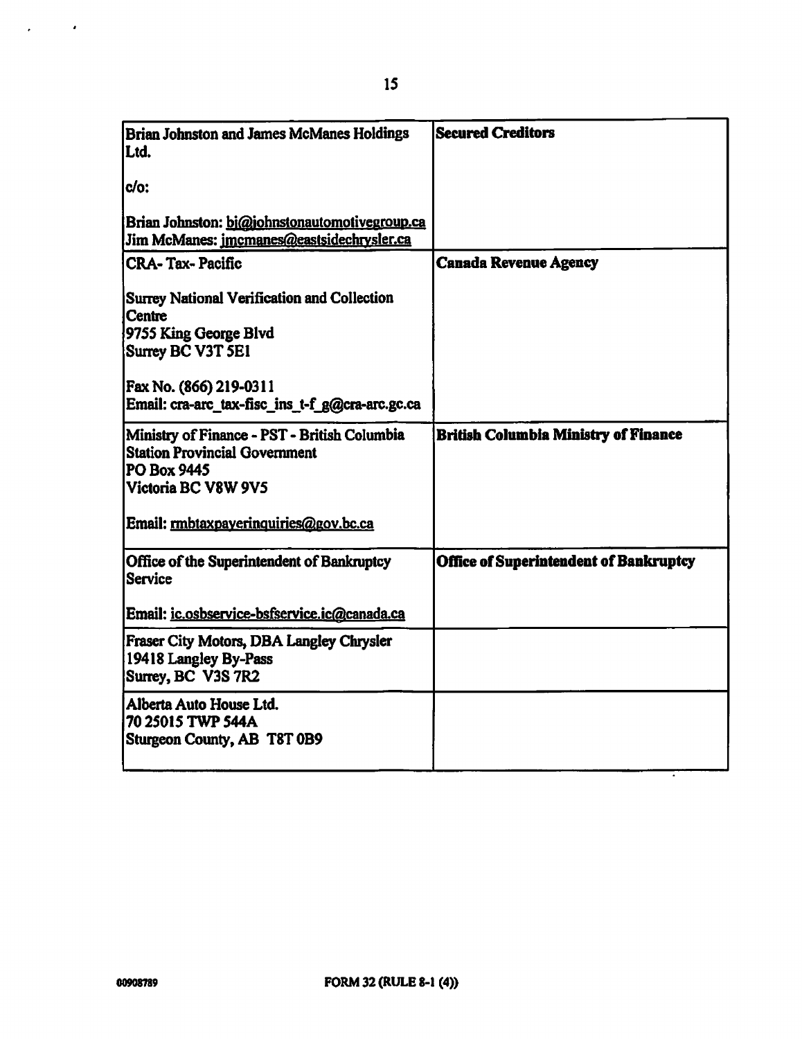| Brian Johnston and James McManes Holdings Ltd.<br><br>c/o:<br><br>Brian Johnston: bj@johnstonautomotivegroup.ca<br>Jim McManes: jmcmanes@eastsidechrysler.ca | **Secured Creditors** |
|---|---|
| CRA- Tax- Pacific<br><br>Surrey National Verification and Collection Centre<br>9755 King George Blvd<br>Surrey BC V3T 5E1<br><br>Fax No. (866) 219-0311<br>Email: cra-arc_tax-fisc_ins_t-f_g@cra-arc.gc.ca | **Canada Revenue Agency** |
| Ministry of Finance - PST - British Columbia<br>Station Provincial Government<br>PO Box 9445<br>Victoria BC V8W 9V5<br><br>Email: rmbtaxpayerinquiries@gov.bc.ca | **British Columbia Ministry of Finance** |
| Office of the Superintendent of Bankruptcy Service<br><br>Email: ic.osbservice-bsfservice.ic@canada.ca | **Office of Superintendent of Bankruptcy** |
| Fraser City Motors, DBA Langley Chrysler<br>19418 Langley By-Pass<br>Surrey, BC V3S 7R2 | |
| Alberta Auto House Ltd.<br>70 25015 TWP 544A<br>Sturgeon County, AB T8T 0B9 | |

00908789

FORM 32 (RULE 8-1 (4))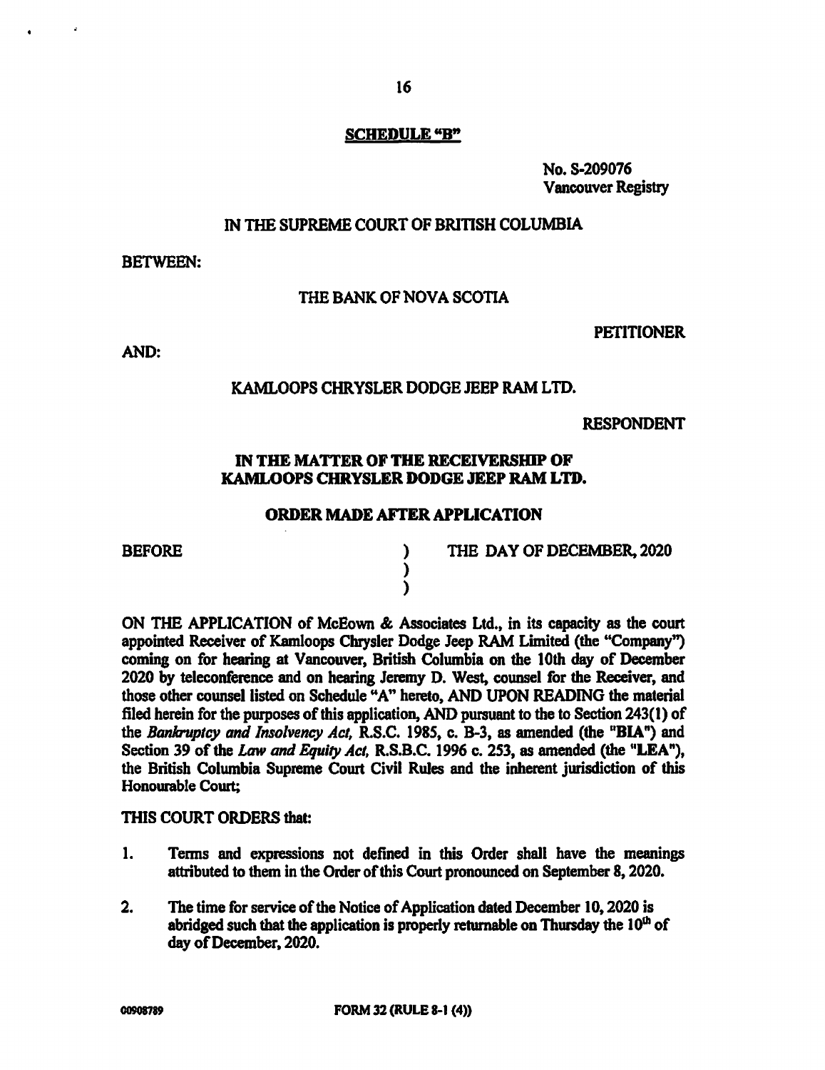**SCHEDULE "B"**

No. S-209076
Vancouver Registry

IN THE SUPREME COURT OF BRITISH COLUMBIA

BETWEEN:

THE BANK OF NOVA SCOTIA

PETITIONER

AND:

KAMLOOPS CHRYSLER DODGE JEEP RAM LTD.

RESPONDENT

**IN THE MATTER OF THE RECEIVERSHIP OF KAMLOOPS CHRYSLER DODGE JEEP RAM LTD.**

**ORDER MADE AFTER APPLICATION**

| BEFORE | ) | THE DAY OF DECEMBER, 2020 |
|---|---|---|
| | ) | |
| | ) | |

ON THE APPLICATION of McEown & Associates Ltd., in its capacity as the court appointed Receiver of Kamloops Chrysler Dodge Jeep RAM Limited (the "Company") coming on for hearing at Vancouver, British Columbia on the 10th day of December 2020 by teleconference and on hearing Jeremy D. West, counsel for the Receiver, and those other counsel listed on Schedule "A" hereto, AND UPON READING the material filed herein for the purposes of this application, AND pursuant to the to Section 243(1) of the *Bankruptcy and Insolvency Act*, R.S.C. 1985, c. B-3, as amended (the "BIA") and Section 39 of the *Law and Equity Act*, R.S.B.C. 1996 c. 253, as amended (the "LEA"), the British Columbia Supreme Court Civil Rules and the inherent jurisdiction of this Honourable Court;

THIS COURT ORDERS that:

1. Terms and expressions not defined in this Order shall have the meanings attributed to them in the Order of this Court pronounced on September 8, 2020.

2. The time for service of the Notice of Application dated December 10, 2020 is abridged such that the application is properly returnable on Thursday the 10th of day of December, 2020.

00908789 FORM 32 (RULE 8-1 (4))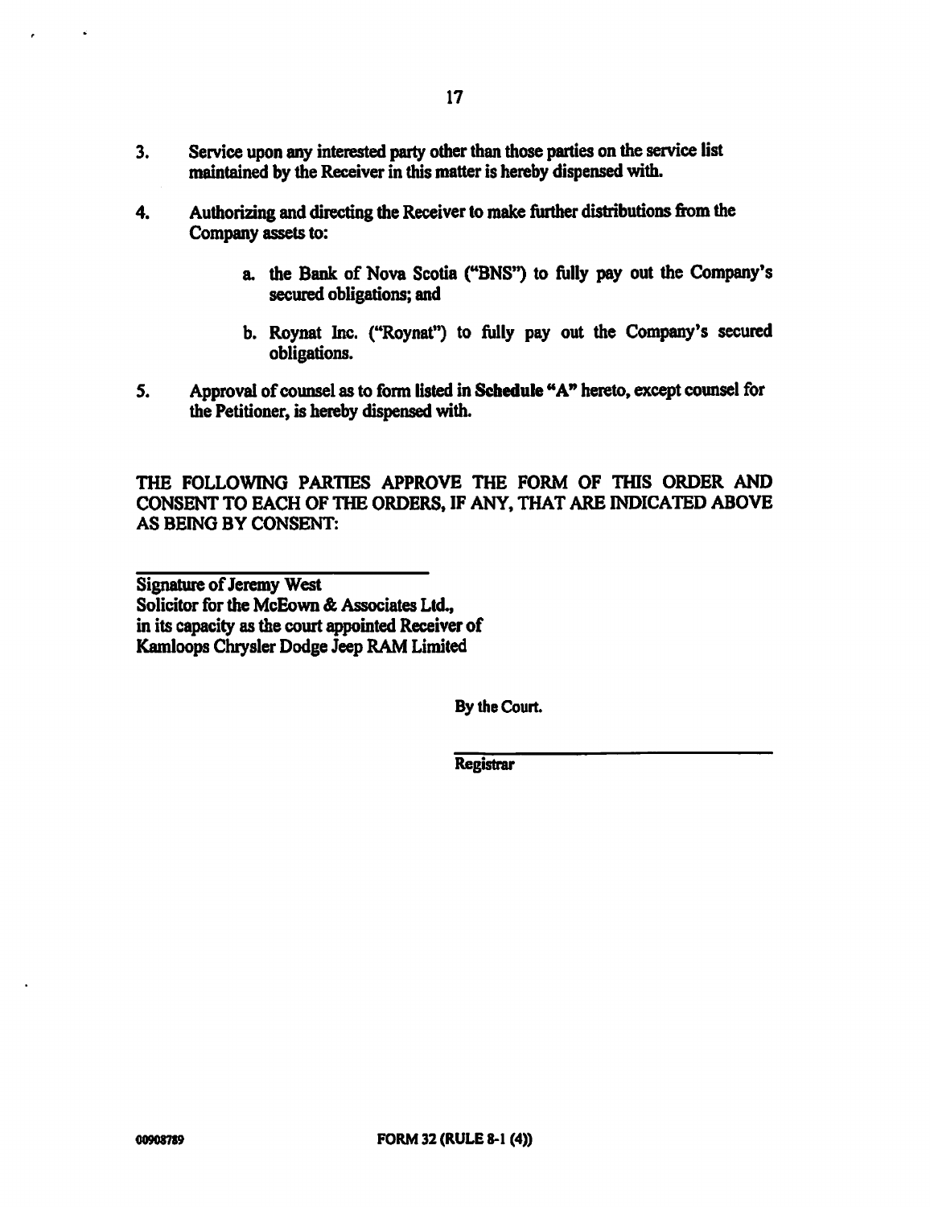3. Service upon any interested party other than those parties on the service list maintained by the Receiver in this matter is hereby dispensed with.

4. Authorizing and directing the Receiver to make further distributions from the Company assets to:

   a. the Bank of Nova Scotia ("BNS") to fully pay out the Company's secured obligations; and

   b. Roynat Inc. ("Roynat") to fully pay out the Company's secured obligations.

5. Approval of counsel as to form listed in **Schedule "A"** hereto, except counsel for the Petitioner, is hereby dispensed with.

THE FOLLOWING PARTIES APPROVE THE FORM OF THIS ORDER AND CONSENT TO EACH OF THE ORDERS, IF ANY, THAT ARE INDICATED ABOVE AS BEING BY CONSENT:

\_\_\_\_\_\_\_\_\_\_\_\_\_\_\_\_\_\_\_\_\_\_\_\_\_\_\_\_\_\_
Signature of Jeremy West
Solicitor for the McEown & Associates Ltd.,
in its capacity as the court appointed Receiver of
Kamloops Chrysler Dodge Jeep RAM Limited

By the Court.

\_\_\_\_\_\_\_\_\_\_\_\_\_\_\_\_\_\_\_\_\_\_\_\_\_\_\_\_\_\_
Registrar

00908789

FORM 32 (RULE 8-1 (4))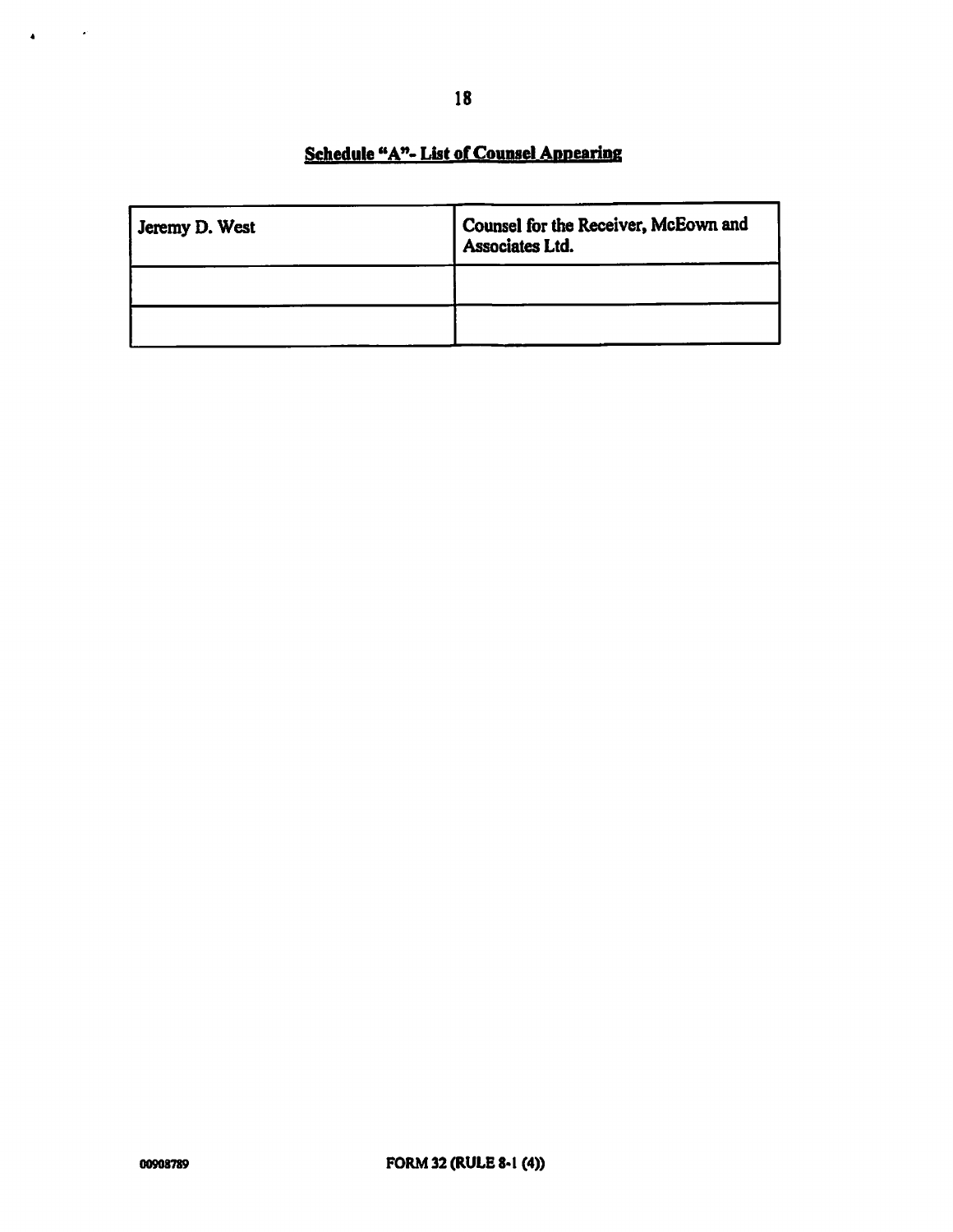**Schedule "A"- List of Counsel Appearing**

| | |
|---|---|
| Jeremy D. West | Counsel for the Receiver, McEown and Associates Ltd. |
| | |
| | |

00908789 FORM 32 (RULE 8-1 (4))